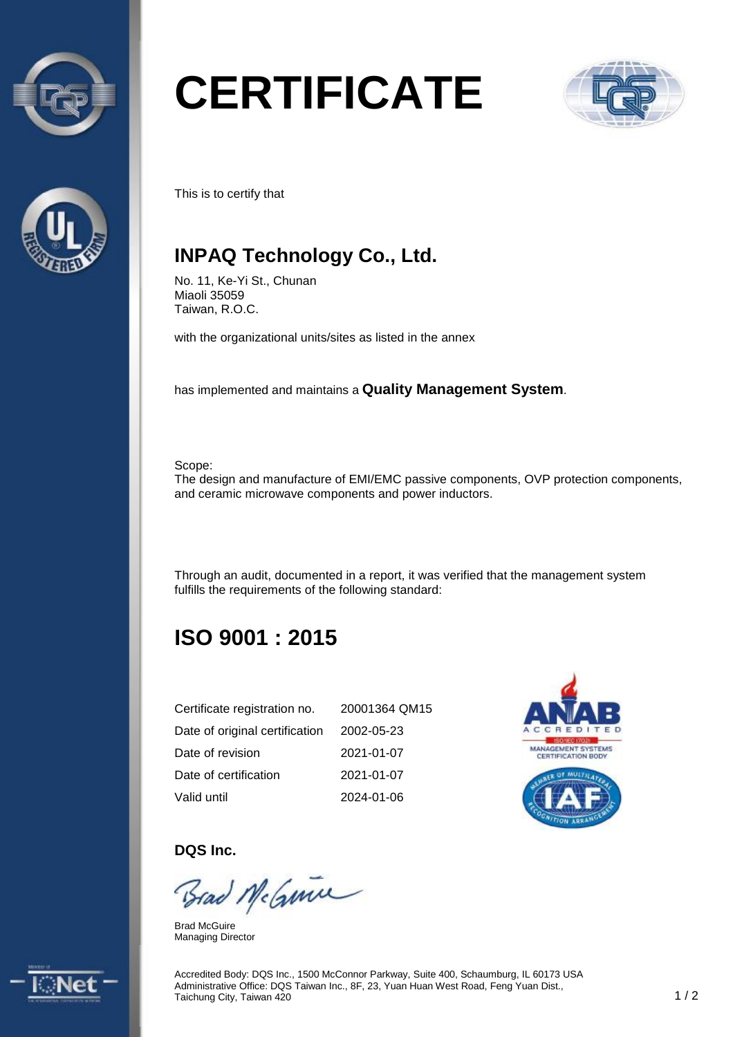# CERTIFICATE

This is to certify that

## INPAQ Technology Co., Ltd.

No. 11, Ke-Yi St., Chunan
Miaoli 35059
Taiwan, R.O.C.

with the organizational units/sites as listed in the annex

has implemented and maintains a **Quality Management System**.

Scope:
The design and manufacture of EMI/EMC passive components, OVP protection components, and ceramic microwave components and power inductors.

Through an audit, documented in a report, it was verified that the management system fulfills the requirements of the following standard:

## ISO 9001 : 2015

| | |
|---|---|
| Certificate registration no. | 20001364 QM15 |
| Date of original certification | 2002-05-23 |
| Date of revision | 2021-01-07 |
| Date of certification | 2021-01-07 |
| Valid until | 2024-01-06 |

**DQS Inc.**

Brad McGuire
Managing Director

Accredited Body: DQS Inc., 1500 McConnor Parkway, Suite 400, Schaumburg, IL 60173 USA
Administrative Office: DQS Taiwan Inc., 8F, 23, Yuan Huan West Road, Feng Yuan Dist., Taichung City, Taiwan 420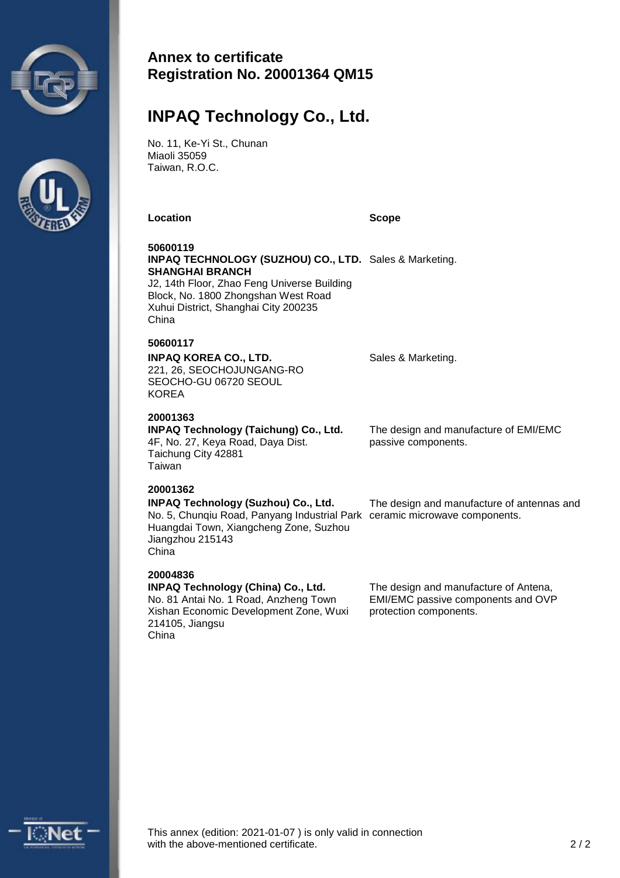**Annex to certificate**
**Registration No. 20001364 QM15**

# INPAQ Technology Co., Ltd.

No. 11, Ke-Yi St., Chunan
Miaoli 35059
Taiwan, R.O.C.

| Location | Scope |
|---|---|
| **50600119**<br>**INPAQ TECHNOLOGY (SUZHOU) CO., LTD. SHANGHAI BRANCH**<br>J2, 14th Floor, Zhao Feng Universe Building Block, No. 1800 Zhongshan West Road<br>Xuhui District, Shanghai City 200235<br>China | Sales & Marketing. |
| **50600117**<br>**INPAQ KOREA CO., LTD.**<br>221, 26, SEOCHOJUNGANG-RO<br>SEOCHO-GU 06720 SEOUL<br>KOREA | Sales & Marketing. |
| **20001363**<br>**INPAQ Technology (Taichung) Co., Ltd.**<br>4F, No. 27, Keya Road, Daya Dist.<br>Taichung City 42881<br>Taiwan | The design and manufacture of EMI/EMC passive components. |
| **20001362**<br>**INPAQ Technology (Suzhou) Co., Ltd.**<br>No. 5, Chunqiu Road, Panyang Industrial Park<br>Huangdai Town, Xiangcheng Zone, Suzhou<br>Jiangzhou 215143<br>China | The design and manufacture of antennas and ceramic microwave components. |
| **20004836**<br>**INPAQ Technology (China) Co., Ltd.**<br>No. 81 Antai No. 1 Road, Anzheng Town<br>Xishan Economic Development Zone, Wuxi<br>214105, Jiangsu<br>China | The design and manufacture of Antena, EMI/EMC passive components and OVP protection components. |

This annex (edition: 2021-01-07 ) is only valid in connection with the above-mentioned certificate.